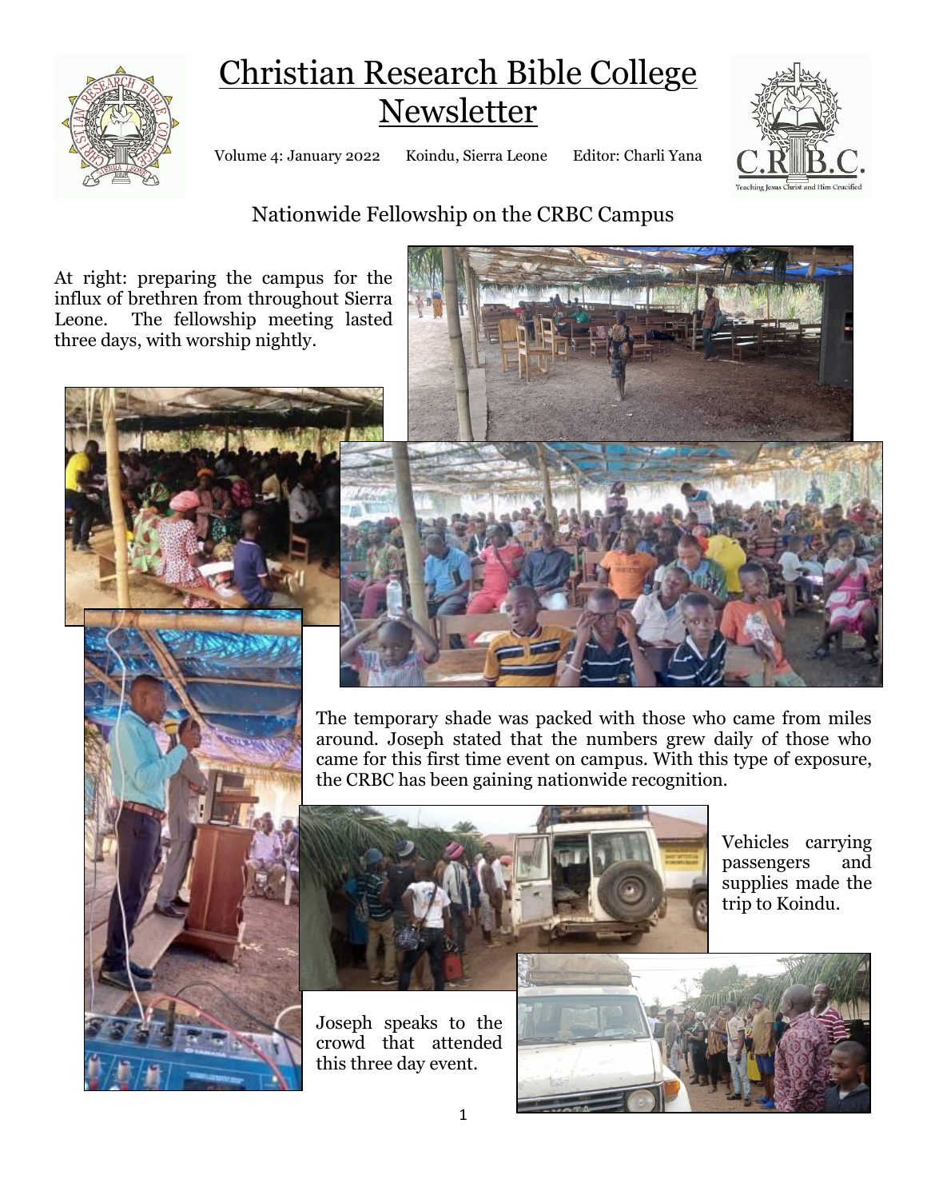# Christian Research Bible College Newsletter

Volume 4: January 2022 Koindu, Sierra Leone Editor: Charli Yana

## Nationwide Fellowship on the CRBC Campus

At right: preparing the campus for the influx of brethren from throughout Sierra Leone. The fellowship meeting lasted three days, with worship nightly.

The temporary shade was packed with those who came from miles around. Joseph stated that the numbers grew daily of those who came for this first time event on campus. With this type of exposure, the CRBC has been gaining nationwide recognition.

Vehicles carrying passengers and supplies made the trip to Koindu.

Joseph speaks to the crowd that attended this three day event.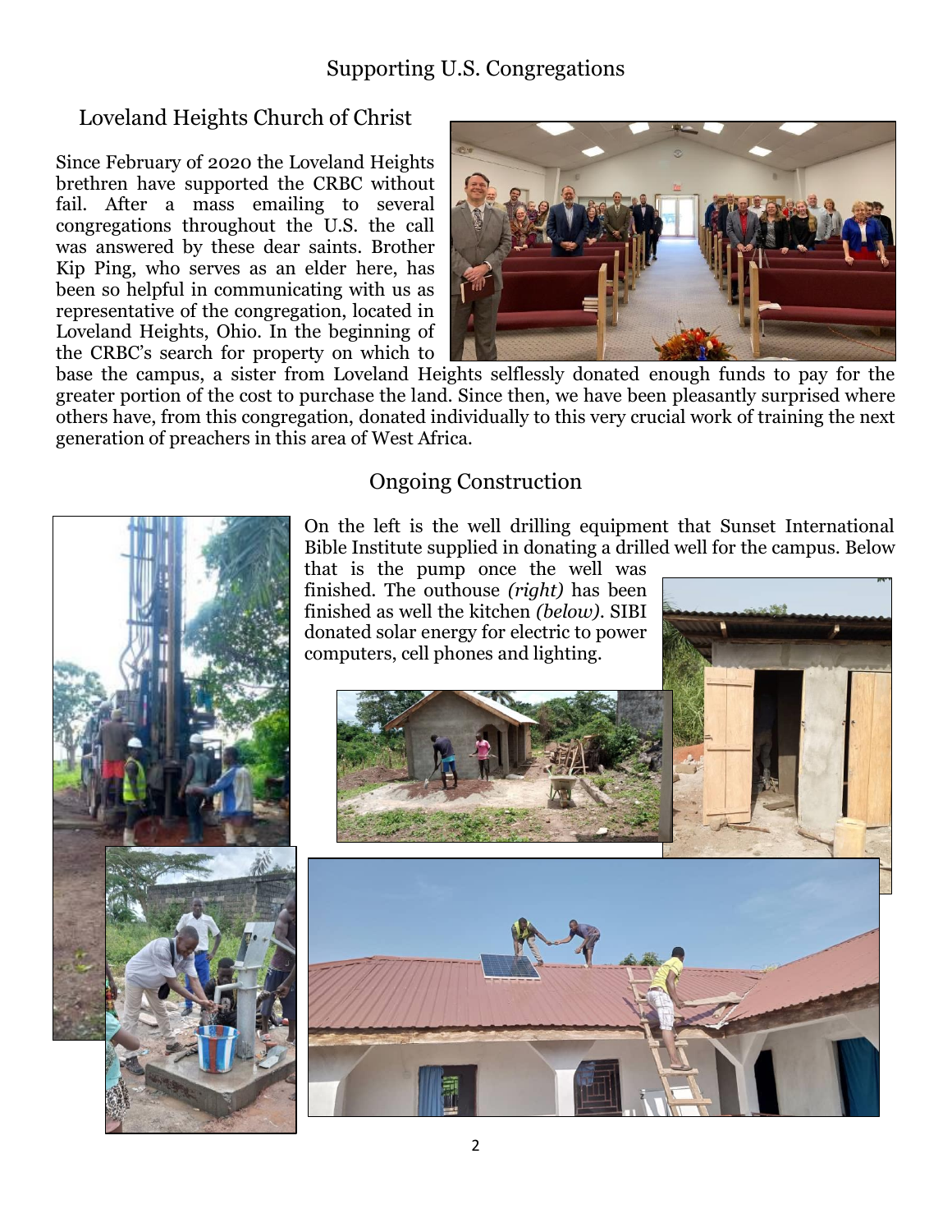## Supporting U.S. Congregations

### Loveland Heights Church of Christ

Since February of 2020 the Loveland Heights brethren have supported the CRBC without fail. After a mass emailing to several congregations throughout the U.S. the call was answered by these dear saints. Brother Kip Ping, who serves as an elder here, has been so helpful in communicating with us as representative of the congregation, located in Loveland Heights, Ohio. In the beginning of the CRBC's search for property on which to base the campus, a sister from Loveland Heights selflessly donated enough funds to pay for the greater portion of the cost to purchase the land. Since then, we have been pleasantly surprised where others have, from this congregation, donated individually to this very crucial work of training the next generation of preachers in this area of West Africa.

### Ongoing Construction

On the left is the well drilling equipment that Sunset International Bible Institute supplied in donating a drilled well for the campus. Below that is the pump once the well was finished. The outhouse *(right)* has been finished as well the kitchen *(below)*. SIBI donated solar energy for electric to power computers, cell phones and lighting.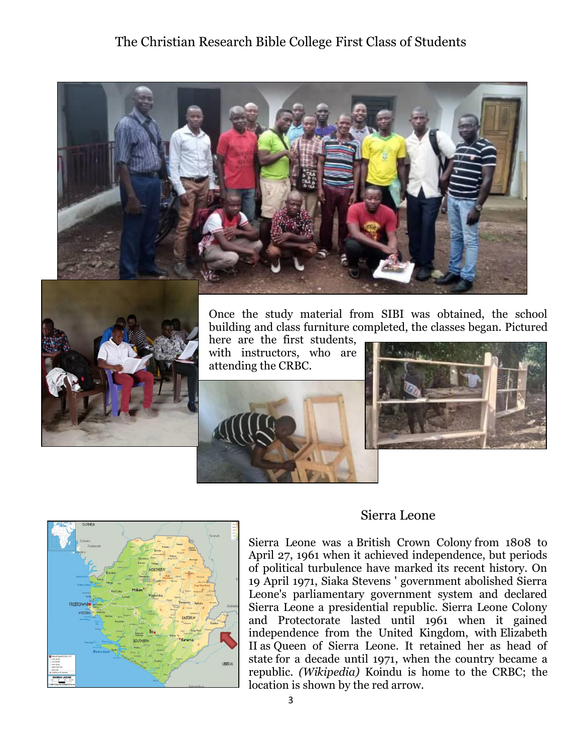# The Christian Research Bible College First Class of Students

Once the study material from SIBI was obtained, the school building and class furniture completed, the classes began. Pictured here are the first students, with instructors, who are attending the CRBC.

## Sierra Leone

Sierra Leone was a British Crown Colony from 1808 to April 27, 1961 when it achieved independence, but periods of political turbulence have marked its recent history. On 19 April 1971, Siaka Stevens ' government abolished Sierra Leone's parliamentary government system and declared Sierra Leone a presidential republic. Sierra Leone Colony and Protectorate lasted until 1961 when it gained independence from the United Kingdom, with Elizabeth II as Queen of Sierra Leone. It retained her as head of state for a decade until 1971, when the country became a republic. *(Wikipedia)* Koindu is home to the CRBC; the location is shown by the red arrow.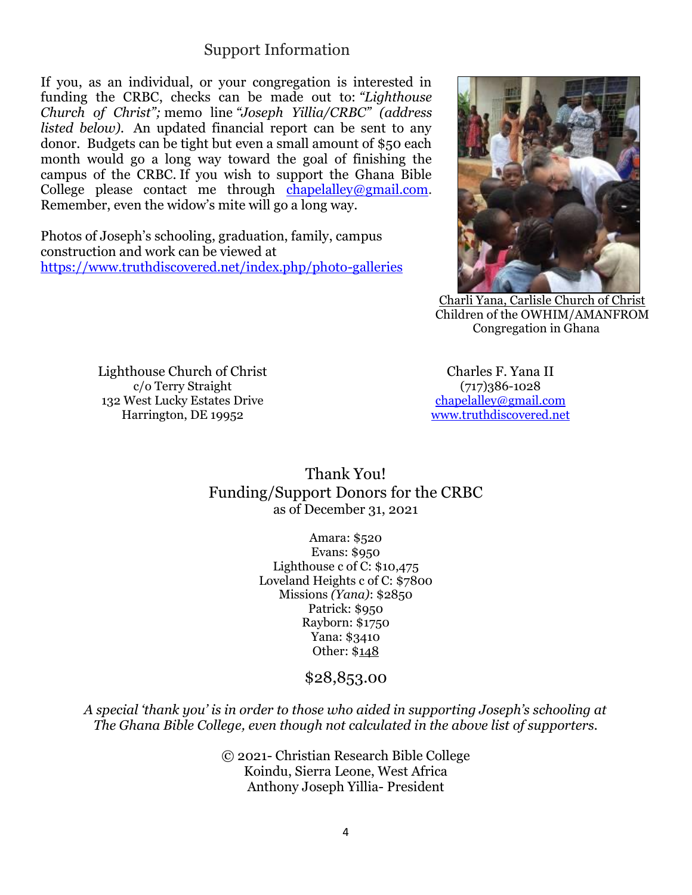## Support Information

If you, as an individual, or your congregation is interested in funding the CRBC, checks can be made out to: *"Lighthouse Church of Christ";* memo line *"Joseph Yillia/CRBC" (address listed below).* An updated financial report can be sent to any donor. Budgets can be tight but even a small amount of $50 each month would go a long way toward the goal of finishing the campus of the CRBC. If you wish to support the Ghana Bible College please contact me through chapelalley@gmail.com. Remember, even the widow's mite will go a long way.

Photos of Joseph's schooling, graduation, family, campus construction and work can be viewed at https://www.truthdiscovered.net/index.php/photo-galleries

Charli Yana, Carlisle Church of Christ
Children of the OWHIM/AMANFROM Congregation in Ghana

Lighthouse Church of Christ
c/o Terry Straight
132 West Lucky Estates Drive
Harrington, DE 19952

Charles F. Yana II
(717)386-1028
chapelalley@gmail.com
www.truthdiscovered.net

## Thank You!
## Funding/Support Donors for the CRBC
as of December 31, 2021

Amara: $520
Evans: $950
Lighthouse c of C: $10,475
Loveland Heights c of C: $7800
Missions *(Yana)*: $2850
Patrick: $950
Rayborn: $1750
Yana: $3410
Other: $148

$28,853.00

*A special 'thank you' is in order to those who aided in supporting Joseph's schooling at The Ghana Bible College, even though not calculated in the above list of supporters.*

© 2021- Christian Research Bible College
Koindu, Sierra Leone, West Africa
Anthony Joseph Yillia- President